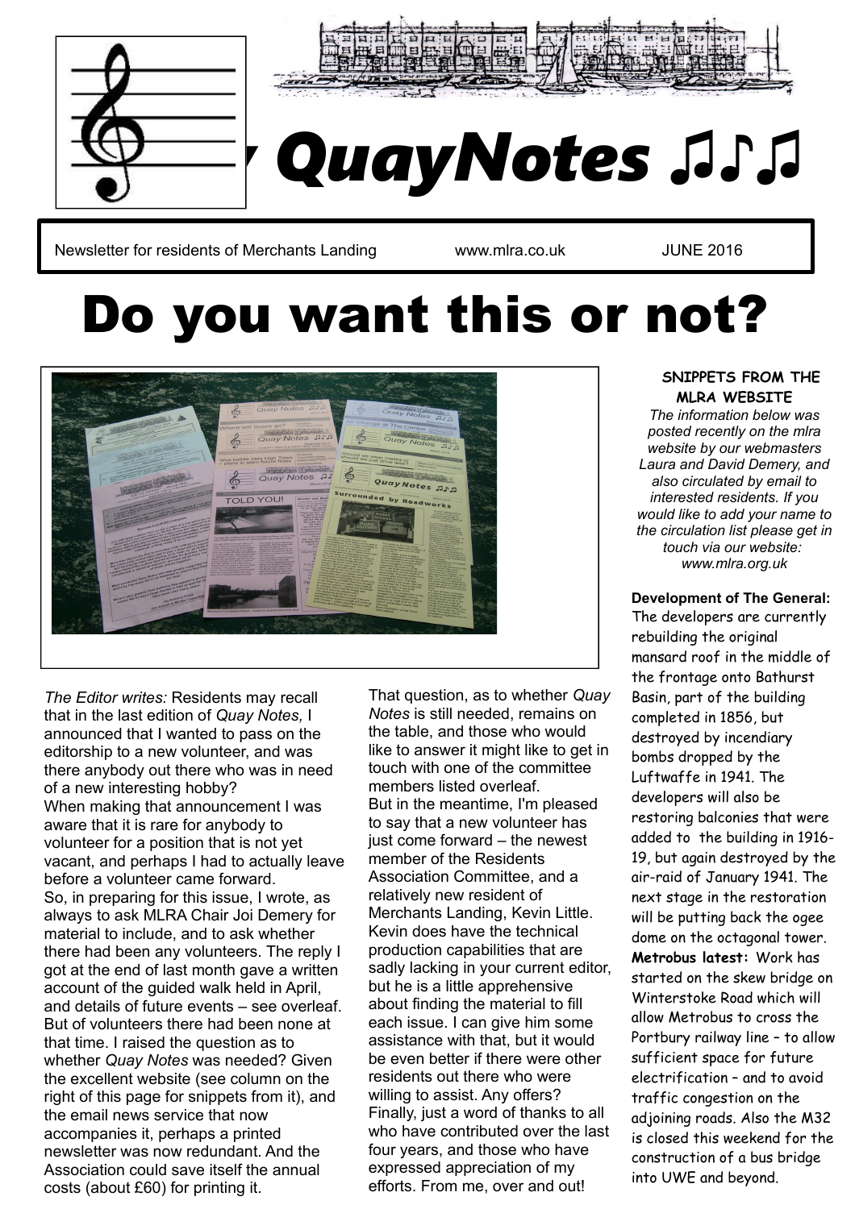# QuayNotes ♫♪♫

Newsletter for residents of Merchants Landing www.mlra.co.uk JUNE 2016

# Do you want this or not?

*The Editor writes:* Residents may recall that in the last edition of *Quay Notes,* I announced that I wanted to pass on the editorship to a new volunteer, and was there anybody out there who was in need of a new interesting hobby?

When making that announcement I was aware that it is rare for anybody to volunteer for a position that is not yet vacant, and perhaps I had to actually leave before a volunteer came forward.

So, in preparing for this issue, I wrote, as always to ask MLRA Chair Joi Demery for material to include, and to ask whether there had been any volunteers. The reply I got at the end of last month gave a written account of the guided walk held in April, and details of future events – see overleaf. But of volunteers there had been none at that time. I raised the question as to whether *Quay Notes* was needed? Given the excellent website (see column on the right of this page for snippets from it), and the email news service that now accompanies it, perhaps a printed newsletter was now redundant. And the Association could save itself the annual costs (about £60) for printing it.

That question, as to whether *Quay Notes* is still needed, remains on the table, and those who would like to answer it might like to get in touch with one of the committee members listed overleaf.

But in the meantime, I'm pleased to say that a new volunteer has just come forward – the newest member of the Residents Association Committee, and a relatively new resident of Merchants Landing, Kevin Little. Kevin does have the technical production capabilities that are sadly lacking in your current editor, but he is a little apprehensive about finding the material to fill each issue. I can give him some assistance with that, but it would be even better if there were other residents out there who were willing to assist. Any offers?

Finally, just a word of thanks to all who have contributed over the last four years, and those who have expressed appreciation of my efforts. From me, over and out!

### SNIPPETS FROM THE MLRA WEBSITE

*The information below was posted recently on the mlra website by our webmasters Laura and David Demery, and also circulated by email to interested residents. If you would like to add your name to the circulation list please get in touch via our website: www.mlra.org.uk*

**Development of The General:** The developers are currently rebuilding the original mansard roof in the middle of the frontage onto Bathurst Basin, part of the building completed in 1856, but destroyed by incendiary bombs dropped by the Luftwaffe in 1941. The developers will also be restoring balconies that were added to the building in 1916-19, but again destroyed by the air-raid of January 1941. The next stage in the restoration will be putting back the ogee dome on the octagonal tower.

**Metrobus latest:** Work has started on the skew bridge on Winterstoke Road which will allow Metrobus to cross the Portbury railway line – to allow sufficient space for future electrification – and to avoid traffic congestion on the adjoining roads. Also the M32 is closed this weekend for the construction of a bus bridge into UWE and beyond.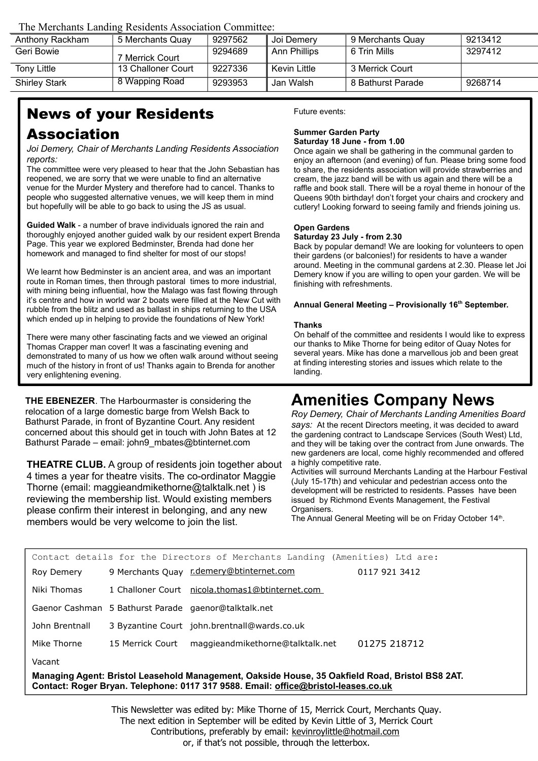The Merchants Landing Residents Association Committee:

| | | | | | |
|---|---|---|---|---|---|
| Anthony Rackham | 5 Merchants Quay | 9297562 | Joi Demery | 9 Merchants Quay | 9213412 |
| Geri Bowie | 7 Merrick Court | 9294689 | Ann Phillips | 6 Trin Mills | 3297412 |
| Tony Little | 13 Challoner Court | 9227336 | Kevin Little | 3 Merrick Court | |
| Shirley Stark | 8 Wapping Road | 9293953 | Jan Walsh | 8 Bathurst Parade | 9268714 |

# News of your Residents Association

*Joi Demery, Chair of Merchants Landing Residents Association reports:*

The committee were very pleased to hear that the John Sebastian has reopened, we are sorry that we were unable to find an alternative venue for the Murder Mystery and therefore had to cancel. Thanks to people who suggested alternative venues, we will keep them in mind but hopefully will be able to go back to using the JS as usual.

**Guided Walk** - a number of brave individuals ignored the rain and thoroughly enjoyed another guided walk by our resident expert Brenda Page. This year we explored Bedminster, Brenda had done her homework and managed to find shelter for most of our stops!

We learnt how Bedminster is an ancient area, and was an important route in Roman times, then through pastoral times to more industrial, with mining being influential, how the Malago was fast flowing through it's centre and how in world war 2 boats were filled at the New Cut with rubble from the blitz and used as ballast in ships returning to the USA which ended up in helping to provide the foundations of New York!

There were many other fascinating facts and we viewed an original Thomas Crapper man cover! It was a fascinating evening and demonstrated to many of us how we often walk around without seeing much of the history in front of us! Thanks again to Brenda for another very enlightening evening.

Future events:

**Summer Garden Party**
**Saturday 18 June - from 1.00**
Once again we shall be gathering in the communal garden to enjoy an afternoon (and evening) of fun. Please bring some food to share, the residents association will provide strawberries and cream, the jazz band will be with us again and there will be a raffle and book stall. There will be a royal theme in honour of the Queens 90th birthday! don't forget your chairs and crockery and cutlery! Looking forward to seeing family and friends joining us.

**Open Gardens**
**Saturday 23 July - from 2.30**
Back by popular demand! We are looking for volunteers to open their gardens (or balconies!) for residents to have a wander around. Meeting in the communal gardens at 2.30. Please let Joi Demery know if you are willing to open your garden. We will be finishing with refreshments.

**Annual General Meeting – Provisionally 16th September.**

**Thanks**
On behalf of the committee and residents I would like to express our thanks to Mike Thorne for being editor of Quay Notes for several years. Mike has done a marvellous job and been great at finding interesting stories and issues which relate to the landing.

**THE EBENEZER**. The Harbourmaster is considering the relocation of a large domestic barge from Welsh Back to Bathurst Parade, in front of Byzantine Court. Any resident concerned about this should get in touch with John Bates at 12 Bathurst Parade – email: john9_mbates@btinternet.com

**THEATRE CLUB.** A group of residents join together about 4 times a year for theatre visits. The co-ordinator Maggie Thorne (email: maggieandmikethorne@talktalk.net ) is reviewing the membership list. Would existing members please confirm their interest in belonging, and any new members would be very welcome to join the list.

# Amenities Company News

*Roy Demery, Chair of Merchants Landing Amenities Board says:* At the recent Directors meeting, it was decided to award the gardening contract to Landscape Services (South West) Ltd, and they will be taking over the contract from June onwards. The new gardeners are local, come highly recommended and offered a highly competitive rate.

Activities will surround Merchants Landing at the Harbour Festival (July 15-17th) and vehicular and pedestrian access onto the development will be restricted to residents. Passes have been issued by Richmond Events Management, the Festival Organisers.

The Annual General Meeting will be on Friday October 14th.

Contact details for the Directors of Merchants Landing (Amenities) Ltd are:

| | | | |
|---|---|---|---|
| Roy Demery | 9 Merchants Quay | r.demery@btinternet.com | 0117 921 3412 |
| Niki Thomas | 1 Challoner Court | nicola.thomas1@btinternet.com | |
| Gaenor Cashman | 5 Bathurst Parade | gaenor@talktalk.net | |
| John Brentnall | 3 Byzantine Court | john.brentnall@wards.co.uk | |
| Mike Thorne | 15 Merrick Court | maggieandmikethorne@talktalk.net | 01275 218712 |
| Vacant | | | |

**Managing Agent: Bristol Leasehold Management, Oakside House, 35 Oakfield Road, Bristol BS8 2AT.**
**Contact: Roger Bryan. Telephone: 0117 317 9588. Email: office@bristol-leases.co.uk**

This Newsletter was edited by: Mike Thorne of 15, Merrick Court, Merchants Quay.
The next edition in September will be edited by Kevin Little of 3, Merrick Court
Contributions, preferably by email: kevinroylittle@hotmail.com
or, if that's not possible, through the letterbox.